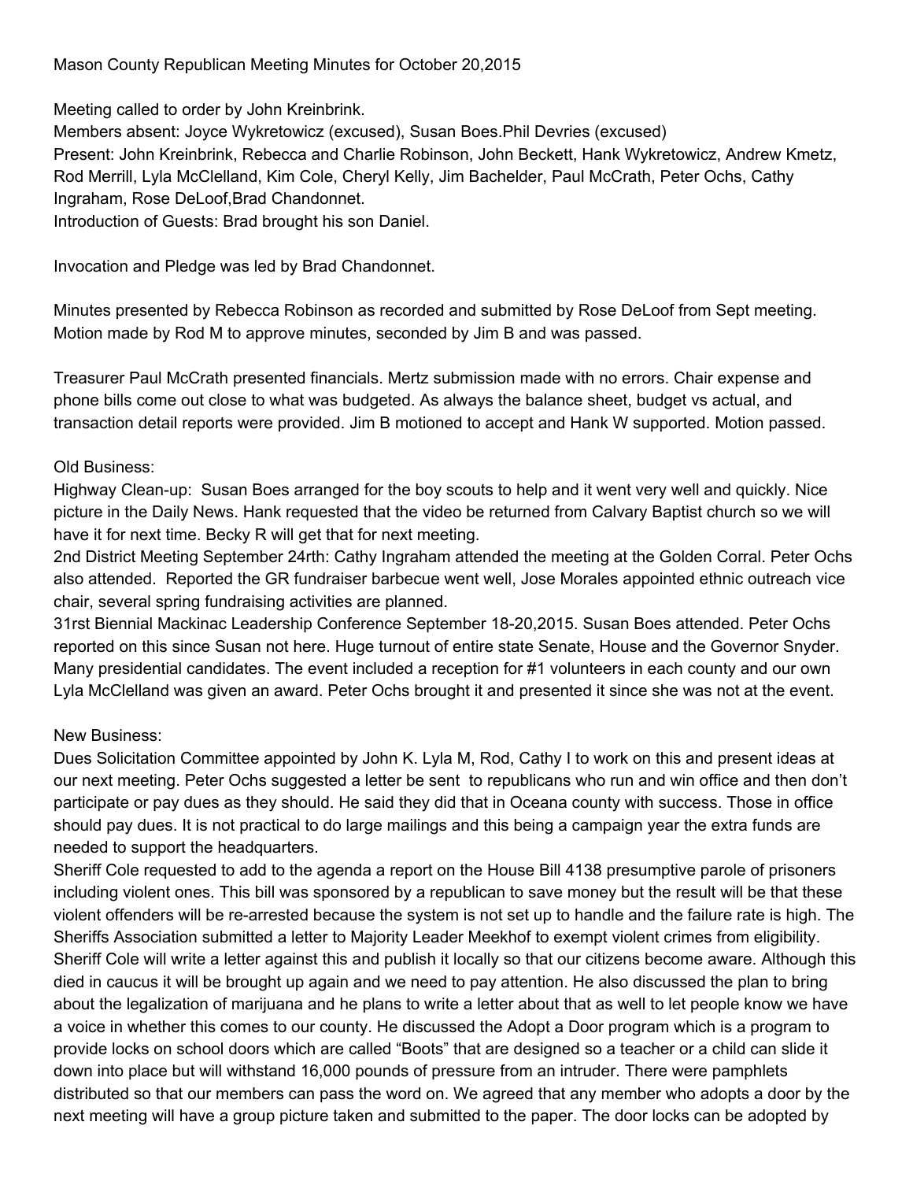Mason County Republican Meeting Minutes for October 20,2015

Meeting called to order by John Kreinbrink.
Members absent: Joyce Wykretowicz (excused), Susan Boes.Phil Devries (excused)
Present: John Kreinbrink, Rebecca and Charlie Robinson, John Beckett, Hank Wykretowicz, Andrew Kmetz, Rod Merrill, Lyla McClelland, Kim Cole, Cheryl Kelly, Jim Bachelder, Paul McCrath, Peter Ochs, Cathy Ingraham, Rose DeLoof,Brad Chandonnet.
Introduction of Guests: Brad brought his son Daniel.

Invocation and Pledge was led by Brad Chandonnet.

Minutes presented by Rebecca Robinson as recorded and submitted by Rose DeLoof from Sept meeting. Motion made by Rod M to approve minutes, seconded by Jim B and was passed.

Treasurer Paul McCrath presented financials. Mertz submission made with no errors. Chair expense and phone bills come out close to what was budgeted. As always the balance sheet, budget vs actual, and transaction detail reports were provided. Jim B motioned to accept and Hank W supported. Motion passed.

Old Business:
Highway Clean-up: Susan Boes arranged for the boy scouts to help and it went very well and quickly. Nice picture in the Daily News. Hank requested that the video be returned from Calvary Baptist church so we will have it for next time. Becky R will get that for next meeting.
2nd District Meeting September 24rth: Cathy Ingraham attended the meeting at the Golden Corral. Peter Ochs also attended. Reported the GR fundraiser barbecue went well, Jose Morales appointed ethnic outreach vice chair, several spring fundraising activities are planned.
31rst Biennial Mackinac Leadership Conference September 18-20,2015. Susan Boes attended. Peter Ochs reported on this since Susan not here. Huge turnout of entire state Senate, House and the Governor Snyder. Many presidential candidates. The event included a reception for #1 volunteers in each county and our own Lyla McClelland was given an award. Peter Ochs brought it and presented it since she was not at the event.

New Business:
Dues Solicitation Committee appointed by John K. Lyla M, Rod, Cathy I to work on this and present ideas at our next meeting. Peter Ochs suggested a letter be sent to republicans who run and win office and then don't participate or pay dues as they should. He said they did that in Oceana county with success. Those in office should pay dues. It is not practical to do large mailings and this being a campaign year the extra funds are needed to support the headquarters.
Sheriff Cole requested to add to the agenda a report on the House Bill 4138 presumptive parole of prisoners including violent ones. This bill was sponsored by a republican to save money but the result will be that these violent offenders will be re-arrested because the system is not set up to handle and the failure rate is high. The Sheriffs Association submitted a letter to Majority Leader Meekhof to exempt violent crimes from eligibility. Sheriff Cole will write a letter against this and publish it locally so that our citizens become aware. Although this died in caucus it will be brought up again and we need to pay attention. He also discussed the plan to bring about the legalization of marijuana and he plans to write a letter about that as well to let people know we have a voice in whether this comes to our county. He discussed the Adopt a Door program which is a program to provide locks on school doors which are called "Boots" that are designed so a teacher or a child can slide it down into place but will withstand 16,000 pounds of pressure from an intruder. There were pamphlets distributed so that our members can pass the word on. We agreed that any member who adopts a door by the next meeting will have a group picture taken and submitted to the paper. The door locks can be adopted by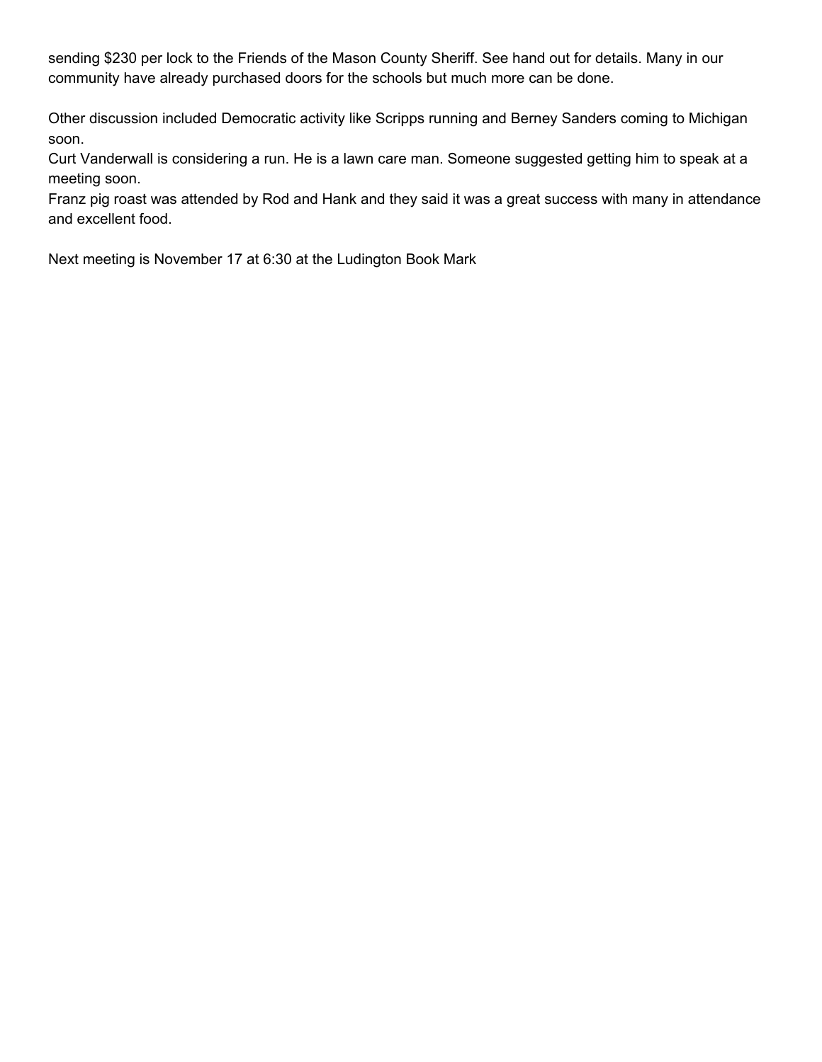sending $230 per lock to the Friends of the Mason County Sheriff. See hand out for details. Many in our community have already purchased doors for the schools but much more can be done.

Other discussion included Democratic activity like Scripps running and Berney Sanders coming to Michigan soon.
Curt Vanderwall is considering a run. He is a lawn care man. Someone suggested getting him to speak at a meeting soon.
Franz pig roast was attended by Rod and Hank and they said it was a great success with many in attendance and excellent food.

Next meeting is November 17 at 6:30 at the Ludington Book Mark